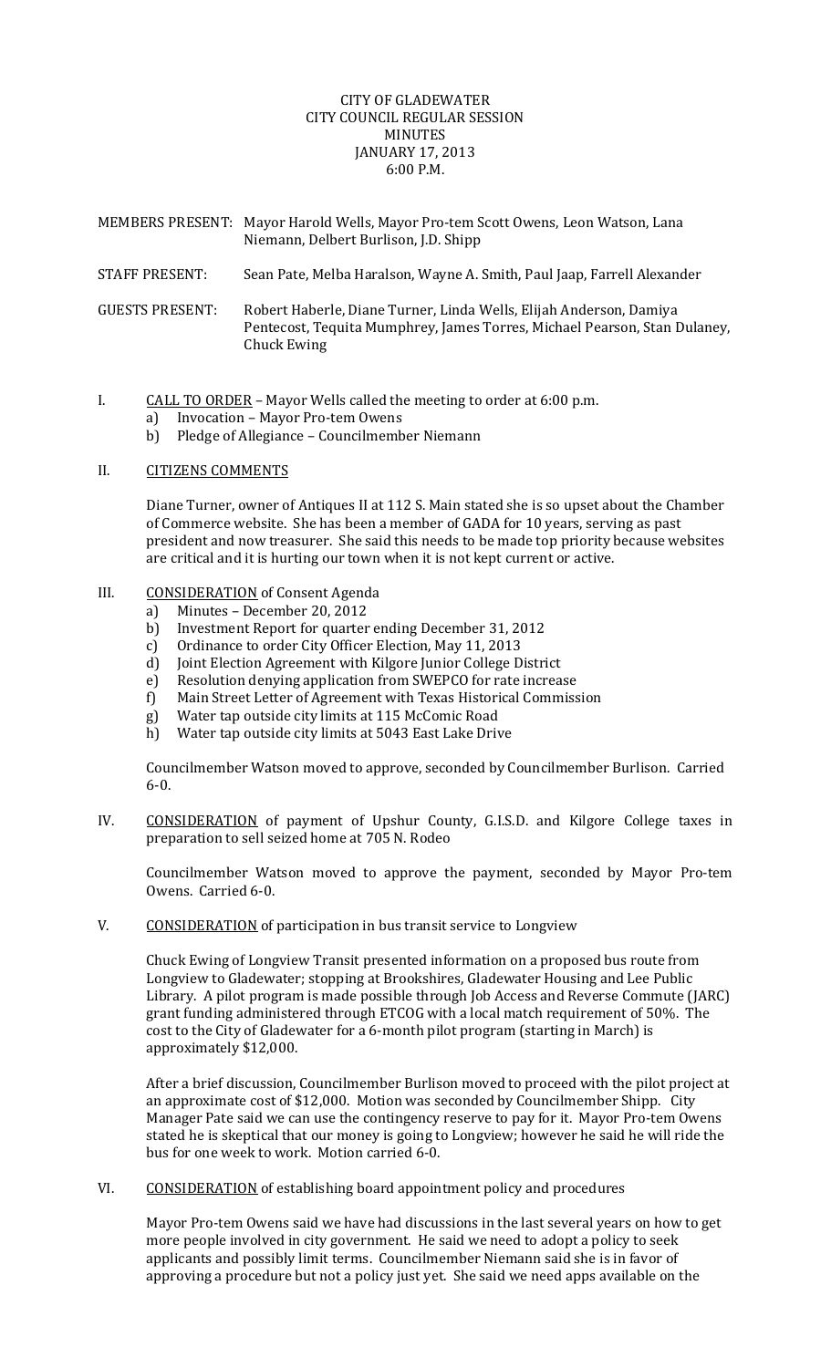# CITY OF GLADEWATER
## CITY COUNCIL REGULAR SESSION
## MINUTES
## JANUARY 17, 2013
## 6:00 P.M.

MEMBERS PRESENT: Mayor Harold Wells, Mayor Pro-tem Scott Owens, Leon Watson, Lana Niemann, Delbert Burlison, J.D. Shipp

STAFF PRESENT: Sean Pate, Melba Haralson, Wayne A. Smith, Paul Jaap, Farrell Alexander

GUESTS PRESENT: Robert Haberle, Diane Turner, Linda Wells, Elijah Anderson, Damiya Pentecost, Tequita Mumphrey, James Torres, Michael Pearson, Stan Dulaney, Chuck Ewing

I. CALL TO ORDER – Mayor Wells called the meeting to order at 6:00 p.m.
   a) Invocation – Mayor Pro-tem Owens
   b) Pledge of Allegiance – Councilmember Niemann

II. CITIZENS COMMENTS

Diane Turner, owner of Antiques II at 112 S. Main stated she is so upset about the Chamber of Commerce website. She has been a member of GADA for 10 years, serving as past president and now treasurer. She said this needs to be made top priority because websites are critical and it is hurting our town when it is not kept current or active.

III. CONSIDERATION of Consent Agenda
   a) Minutes – December 20, 2012
   b) Investment Report for quarter ending December 31, 2012
   c) Ordinance to order City Officer Election, May 11, 2013
   d) Joint Election Agreement with Kilgore Junior College District
   e) Resolution denying application from SWEPCO for rate increase
   f) Main Street Letter of Agreement with Texas Historical Commission
   g) Water tap outside city limits at 115 McComic Road
   h) Water tap outside city limits at 5043 East Lake Drive

Councilmember Watson moved to approve, seconded by Councilmember Burlison. Carried 6-0.

IV. CONSIDERATION of payment of Upshur County, G.I.S.D. and Kilgore College taxes in preparation to sell seized home at 705 N. Rodeo

Councilmember Watson moved to approve the payment, seconded by Mayor Pro-tem Owens. Carried 6-0.

V. CONSIDERATION of participation in bus transit service to Longview

Chuck Ewing of Longview Transit presented information on a proposed bus route from Longview to Gladewater; stopping at Brookshires, Gladewater Housing and Lee Public Library. A pilot program is made possible through Job Access and Reverse Commute (JARC) grant funding administered through ETCOG with a local match requirement of 50%. The cost to the City of Gladewater for a 6-month pilot program (starting in March) is approximately $12,000.

After a brief discussion, Councilmember Burlison moved to proceed with the pilot project at an approximate cost of $12,000. Motion was seconded by Councilmember Shipp. City Manager Pate said we can use the contingency reserve to pay for it. Mayor Pro-tem Owens stated he is skeptical that our money is going to Longview; however he said he will ride the bus for one week to work. Motion carried 6-0.

VI. CONSIDERATION of establishing board appointment policy and procedures

Mayor Pro-tem Owens said we have had discussions in the last several years on how to get more people involved in city government. He said we need to adopt a policy to seek applicants and possibly limit terms. Councilmember Niemann said she is in favor of approving a procedure but not a policy just yet. She said we need apps available on the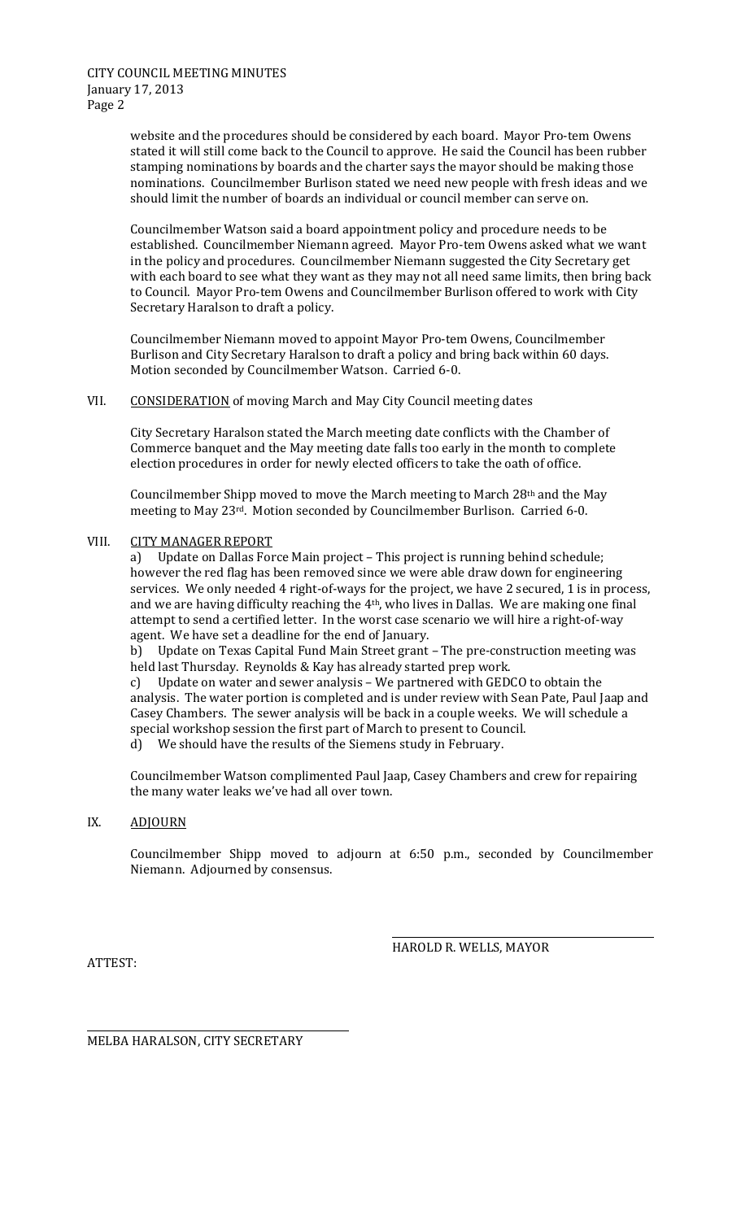website and the procedures should be considered by each board. Mayor Pro-tem Owens stated it will still come back to the Council to approve. He said the Council has been rubber stamping nominations by boards and the charter says the mayor should be making those nominations. Councilmember Burlison stated we need new people with fresh ideas and we should limit the number of boards an individual or council member can serve on.

Councilmember Watson said a board appointment policy and procedure needs to be established. Councilmember Niemann agreed. Mayor Pro-tem Owens asked what we want in the policy and procedures. Councilmember Niemann suggested the City Secretary get with each board to see what they want as they may not all need same limits, then bring back to Council. Mayor Pro-tem Owens and Councilmember Burlison offered to work with City Secretary Haralson to draft a policy.

Councilmember Niemann moved to appoint Mayor Pro-tem Owens, Councilmember Burlison and City Secretary Haralson to draft a policy and bring back within 60 days. Motion seconded by Councilmember Watson. Carried 6-0.

VII. CONSIDERATION of moving March and May City Council meeting dates

City Secretary Haralson stated the March meeting date conflicts with the Chamber of Commerce banquet and the May meeting date falls too early in the month to complete election procedures in order for newly elected officers to take the oath of office.

Councilmember Shipp moved to move the March meeting to March 28th and the May meeting to May 23rd. Motion seconded by Councilmember Burlison. Carried 6-0.

VIII. CITY MANAGER REPORT

a) Update on Dallas Force Main project – This project is running behind schedule; however the red flag has been removed since we were able draw down for engineering services. We only needed 4 right-of-ways for the project, we have 2 secured, 1 is in process, and we are having difficulty reaching the 4th, who lives in Dallas. We are making one final attempt to send a certified letter. In the worst case scenario we will hire a right-of-way agent. We have set a deadline for the end of January.

b) Update on Texas Capital Fund Main Street grant – The pre-construction meeting was held last Thursday. Reynolds & Kay has already started prep work.

c) Update on water and sewer analysis – We partnered with GEDCO to obtain the analysis. The water portion is completed and is under review with Sean Pate, Paul Jaap and Casey Chambers. The sewer analysis will be back in a couple weeks. We will schedule a special workshop session the first part of March to present to Council.

d) We should have the results of the Siemens study in February.

Councilmember Watson complimented Paul Jaap, Casey Chambers and crew for repairing the many water leaks we've had all over town.

IX. ADJOURN

Councilmember Shipp moved to adjourn at 6:50 p.m., seconded by Councilmember Niemann. Adjourned by consensus.

HAROLD R. WELLS, MAYOR

ATTEST:

MELBA HARALSON, CITY SECRETARY